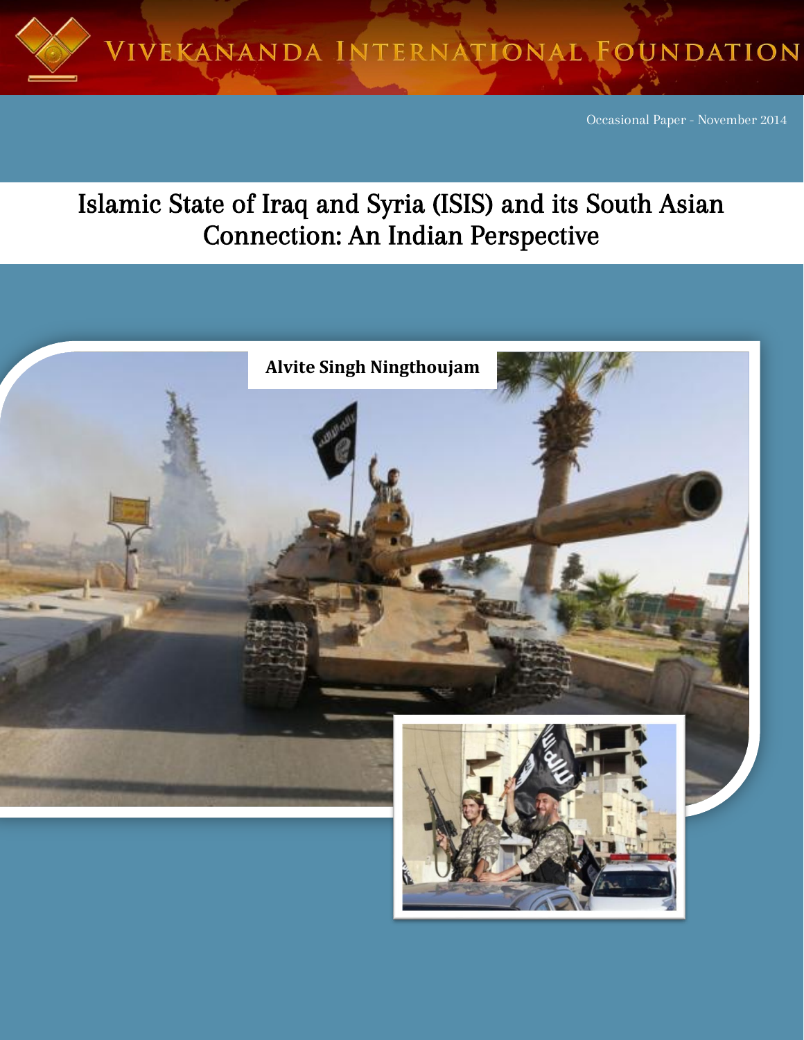Vivekananda International Foundation

Occasional Paper - November 2014

# Islamic State of Iraq and Syria (ISIS) and its South Asian Connection: An Indian Perspective

**Alvite Singh Ningthoujam**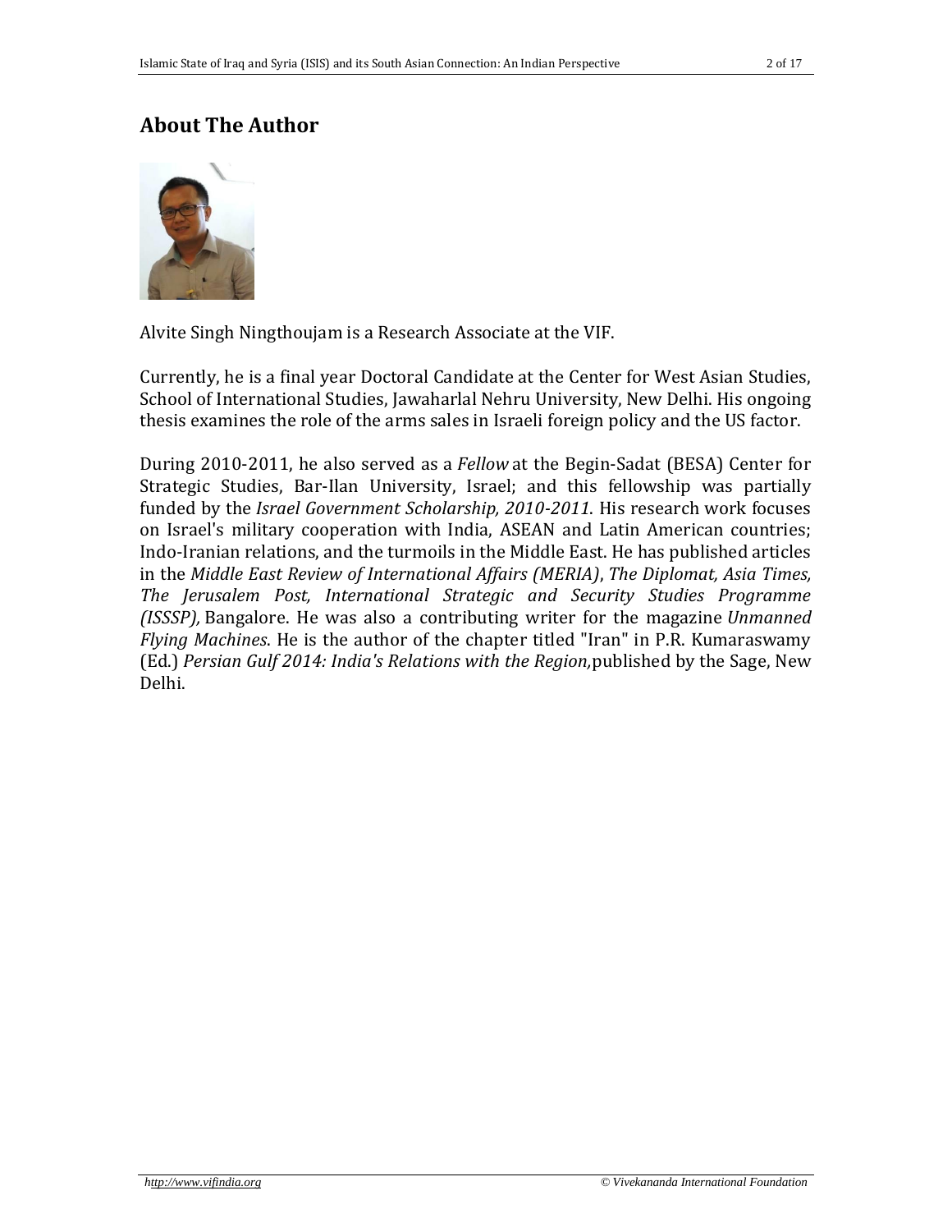## About The Author

Alvite Singh Ningthoujam is a Research Associate at the VIF.

Currently, he is a final year Doctoral Candidate at the Center for West Asian Studies, School of International Studies, Jawaharlal Nehru University, New Delhi. His ongoing thesis examines the role of the arms sales in Israeli foreign policy and the US factor.

During 2010-2011, he also served as a *Fellow* at the Begin-Sadat (BESA) Center for Strategic Studies, Bar-Ilan University, Israel; and this fellowship was partially funded by the *Israel Government Scholarship, 2010-2011*. His research work focuses on Israel's military cooperation with India, ASEAN and Latin American countries; Indo-Iranian relations, and the turmoils in the Middle East. He has published articles in the *Middle East Review of International Affairs (MERIA)*, *The Diplomat, Asia Times, The Jerusalem Post, International Strategic and Security Studies Programme (ISSSP),* Bangalore. He was also a contributing writer for the magazine *Unmanned Flying Machines*. He is the author of the chapter titled "Iran" in P.R. Kumaraswamy (Ed.) *Persian Gulf 2014: India's Relations with the Region,*published by the Sage, New Delhi.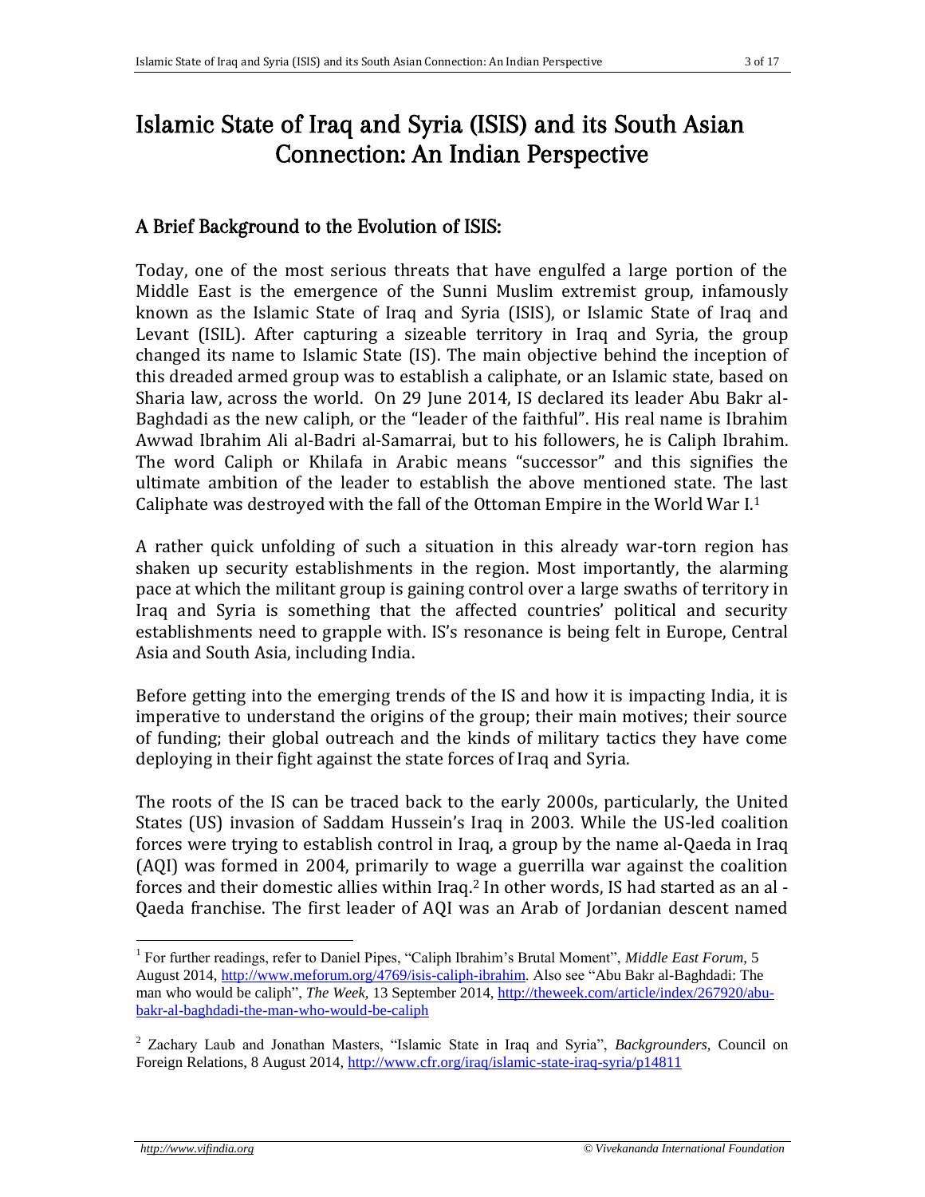# Islamic State of Iraq and Syria (ISIS) and its South Asian Connection: An Indian Perspective

## A Brief Background to the Evolution of ISIS:

Today, one of the most serious threats that have engulfed a large portion of the Middle East is the emergence of the Sunni Muslim extremist group, infamously known as the Islamic State of Iraq and Syria (ISIS), or Islamic State of Iraq and Levant (ISIL). After capturing a sizeable territory in Iraq and Syria, the group changed its name to Islamic State (IS). The main objective behind the inception of this dreaded armed group was to establish a caliphate, or an Islamic state, based on Sharia law, across the world. On 29 June 2014, IS declared its leader Abu Bakr al-Baghdadi as the new caliph, or the "leader of the faithful". His real name is Ibrahim Awwad Ibrahim Ali al-Badri al-Samarrai, but to his followers, he is Caliph Ibrahim. The word Caliph or Khilafa in Arabic means "successor" and this signifies the ultimate ambition of the leader to establish the above mentioned state. The last Caliphate was destroyed with the fall of the Ottoman Empire in the World War I.[1]

A rather quick unfolding of such a situation in this already war-torn region has shaken up security establishments in the region. Most importantly, the alarming pace at which the militant group is gaining control over a large swaths of territory in Iraq and Syria is something that the affected countries' political and security establishments need to grapple with. IS's resonance is being felt in Europe, Central Asia and South Asia, including India.

Before getting into the emerging trends of the IS and how it is impacting India, it is imperative to understand the origins of the group; their main motives; their source of funding; their global outreach and the kinds of military tactics they have come deploying in their fight against the state forces of Iraq and Syria.

The roots of the IS can be traced back to the early 2000s, particularly, the United States (US) invasion of Saddam Hussein's Iraq in 2003. While the US-led coalition forces were trying to establish control in Iraq, a group by the name al-Qaeda in Iraq (AQI) was formed in 2004, primarily to wage a guerrilla war against the coalition forces and their domestic allies within Iraq.[2] In other words, IS had started as an al - Qaeda franchise. The first leader of AQI was an Arab of Jordanian descent named

---

[1] For further readings, refer to Daniel Pipes, "Caliph Ibrahim's Brutal Moment", *Middle East Forum*, 5 August 2014, http://www.meforum.org/4769/isis-caliph-ibrahim. Also see "Abu Bakr al-Baghdadi: The man who would be caliph", *The Week*, 13 September 2014, http://theweek.com/article/index/267920/abu-bakr-al-baghdadi-the-man-who-would-be-caliph

[2] Zachary Laub and Jonathan Masters, "Islamic State in Iraq and Syria", *Backgrounders*, Council on Foreign Relations, 8 August 2014, http://www.cfr.org/iraq/islamic-state-iraq-syria/p14811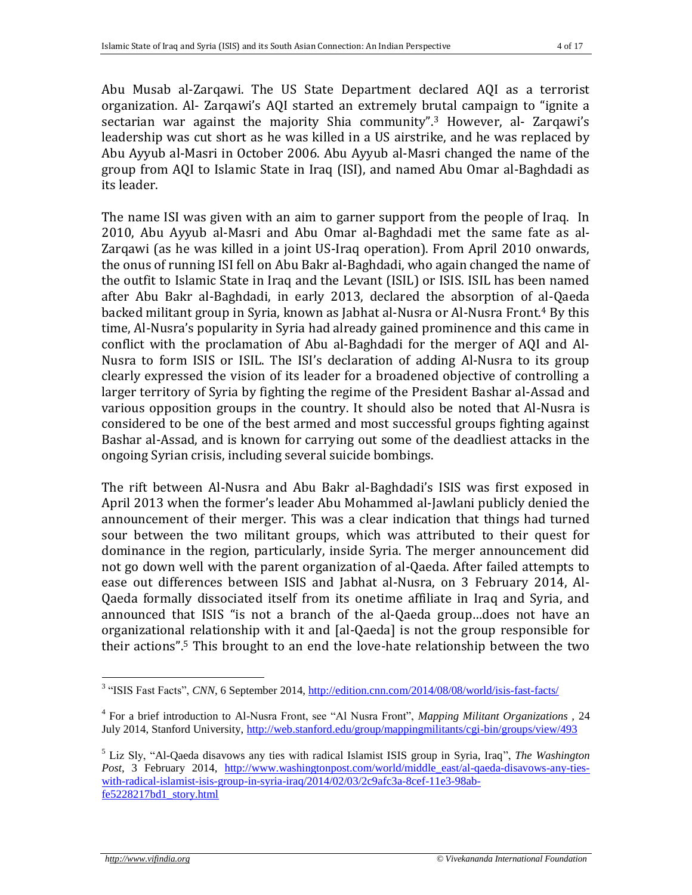Abu Musab al-Zarqawi. The US State Department declared AQI as a terrorist organization. Al- Zarqawi's AQI started an extremely brutal campaign to "ignite a sectarian war against the majority Shia community".[3] However, al- Zarqawi's leadership was cut short as he was killed in a US airstrike, and he was replaced by Abu Ayyub al-Masri in October 2006. Abu Ayyub al-Masri changed the name of the group from AQI to Islamic State in Iraq (ISI), and named Abu Omar al-Baghdadi as its leader.

The name ISI was given with an aim to garner support from the people of Iraq. In 2010, Abu Ayyub al-Masri and Abu Omar al-Baghdadi met the same fate as al-Zarqawi (as he was killed in a joint US-Iraq operation). From April 2010 onwards, the onus of running ISI fell on Abu Bakr al-Baghdadi, who again changed the name of the outfit to Islamic State in Iraq and the Levant (ISIL) or ISIS. ISIL has been named after Abu Bakr al-Baghdadi, in early 2013, declared the absorption of al-Qaeda backed militant group in Syria, known as Jabhat al-Nusra or Al-Nusra Front.[4] By this time, Al-Nusra's popularity in Syria had already gained prominence and this came in conflict with the proclamation of Abu al-Baghdadi for the merger of AQI and Al-Nusra to form ISIS or ISIL. The ISI's declaration of adding Al-Nusra to its group clearly expressed the vision of its leader for a broadened objective of controlling a larger territory of Syria by fighting the regime of the President Bashar al-Assad and various opposition groups in the country. It should also be noted that Al-Nusra is considered to be one of the best armed and most successful groups fighting against Bashar al-Assad, and is known for carrying out some of the deadliest attacks in the ongoing Syrian crisis, including several suicide bombings.

The rift between Al-Nusra and Abu Bakr al-Baghdadi's ISIS was first exposed in April 2013 when the former's leader Abu Mohammed al-Jawlani publicly denied the announcement of their merger. This was a clear indication that things had turned sour between the two militant groups, which was attributed to their quest for dominance in the region, particularly, inside Syria. The merger announcement did not go down well with the parent organization of al-Qaeda. After failed attempts to ease out differences between ISIS and Jabhat al-Nusra, on 3 February 2014, Al-Qaeda formally dissociated itself from its onetime affiliate in Iraq and Syria, and announced that ISIS "is not a branch of the al-Qaeda group…does not have an organizational relationship with it and [al-Qaeda] is not the group responsible for their actions".[5] This brought to an end the love-hate relationship between the two

---

[3] "ISIS Fast Facts", *CNN*, 6 September 2014, http://edition.cnn.com/2014/08/08/world/isis-fast-facts/

[4] For a brief introduction to Al-Nusra Front, see "Al Nusra Front", *Mapping Militant Organizations* , 24 July 2014, Stanford University, http://web.stanford.edu/group/mappingmilitants/cgi-bin/groups/view/493

[5] Liz Sly, "Al-Qaeda disavows any ties with radical Islamist ISIS group in Syria, Iraq", *The Washington Post*, 3 February 2014, http://www.washingtonpost.com/world/middle_east/al-qaeda-disavows-any-ties-with-radical-islamist-isis-group-in-syria-iraq/2014/02/03/2c9afc3a-8cef-11e3-98ab-fe5228217bd1_story.html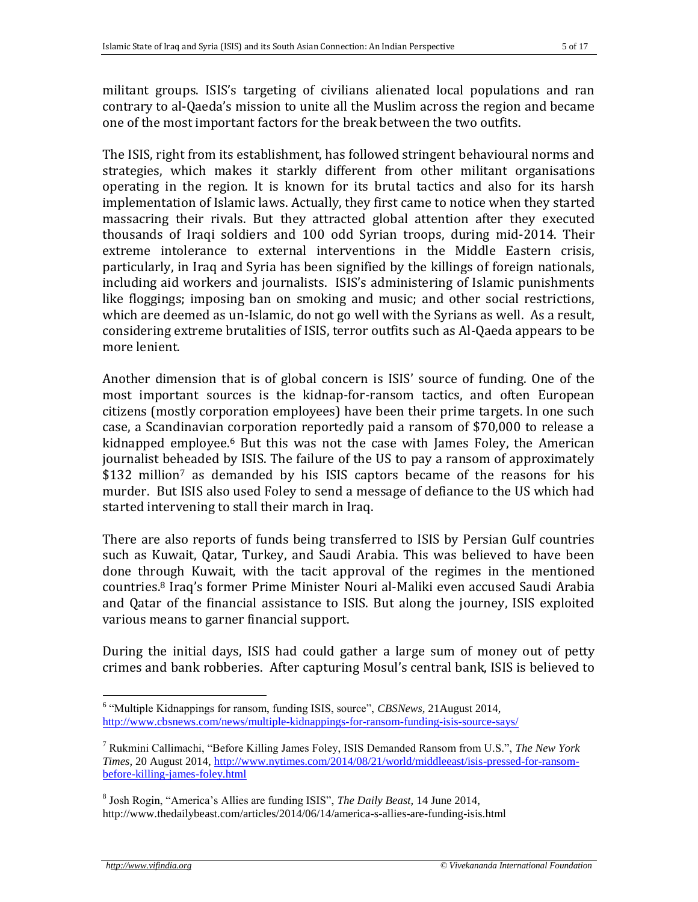militant groups. ISIS's targeting of civilians alienated local populations and ran contrary to al-Qaeda's mission to unite all the Muslim across the region and became one of the most important factors for the break between the two outfits.

The ISIS, right from its establishment, has followed stringent behavioural norms and strategies, which makes it starkly different from other militant organisations operating in the region. It is known for its brutal tactics and also for its harsh implementation of Islamic laws. Actually, they first came to notice when they started massacring their rivals. But they attracted global attention after they executed thousands of Iraqi soldiers and 100 odd Syrian troops, during mid-2014. Their extreme intolerance to external interventions in the Middle Eastern crisis, particularly, in Iraq and Syria has been signified by the killings of foreign nationals, including aid workers and journalists. ISIS's administering of Islamic punishments like floggings; imposing ban on smoking and music; and other social restrictions, which are deemed as un-Islamic, do not go well with the Syrians as well. As a result, considering extreme brutalities of ISIS, terror outfits such as Al-Qaeda appears to be more lenient.

Another dimension that is of global concern is ISIS' source of funding. One of the most important sources is the kidnap-for-ransom tactics, and often European citizens (mostly corporation employees) have been their prime targets. In one such case, a Scandinavian corporation reportedly paid a ransom of $70,000 to release a kidnapped employee.[6] But this was not the case with James Foley, the American journalist beheaded by ISIS. The failure of the US to pay a ransom of approximately $132 million[7] as demanded by his ISIS captors became of the reasons for his murder. But ISIS also used Foley to send a message of defiance to the US which had started intervening to stall their march in Iraq.

There are also reports of funds being transferred to ISIS by Persian Gulf countries such as Kuwait, Qatar, Turkey, and Saudi Arabia. This was believed to have been done through Kuwait, with the tacit approval of the regimes in the mentioned countries.[8] Iraq's former Prime Minister Nouri al-Maliki even accused Saudi Arabia and Qatar of the financial assistance to ISIS. But along the journey, ISIS exploited various means to garner financial support.

During the initial days, ISIS had could gather a large sum of money out of petty crimes and bank robberies. After capturing Mosul's central bank, ISIS is believed to

---

[6] "Multiple Kidnappings for ransom, funding ISIS, source", *CBSNews*, 21August 2014, http://www.cbsnews.com/news/multiple-kidnappings-for-ransom-funding-isis-source-says/

[7] Rukmini Callimachi, "Before Killing James Foley, ISIS Demanded Ransom from U.S.", *The New York Times*, 20 August 2014, http://www.nytimes.com/2014/08/21/world/middleeast/isis-pressed-for-ransom-before-killing-james-foley.html

[8] Josh Rogin, "America's Allies are funding ISIS", *The Daily Beast*, 14 June 2014, http://www.thedailybeast.com/articles/2014/06/14/america-s-allies-are-funding-isis.html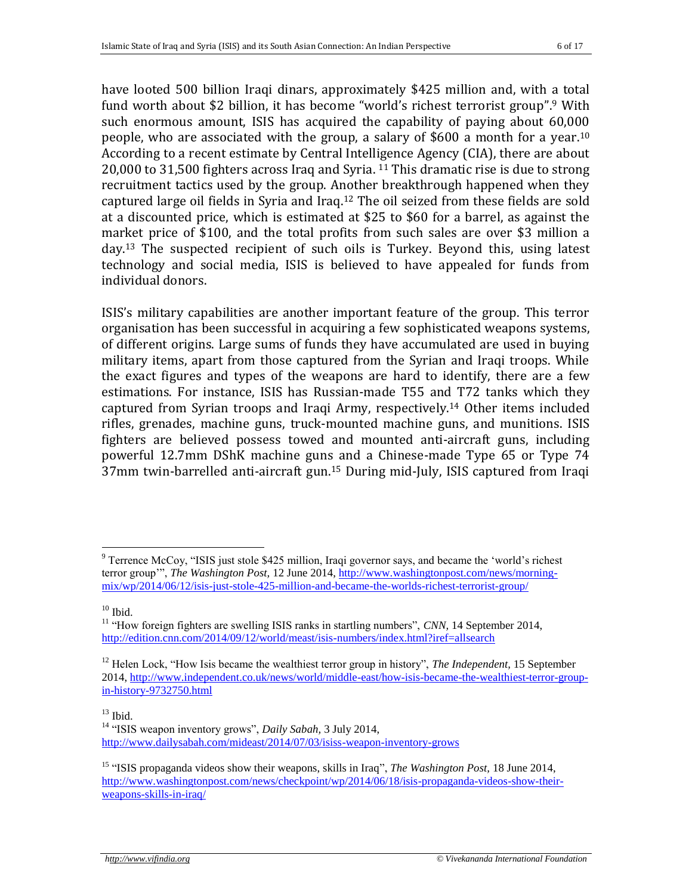have looted 500 billion Iraqi dinars, approximately $425 million and, with a total fund worth about $2 billion, it has become "world's richest terrorist group".[9] With such enormous amount, ISIS has acquired the capability of paying about 60,000 people, who are associated with the group, a salary of $600 a month for a year.[10] According to a recent estimate by Central Intelligence Agency (CIA), there are about 20,000 to 31,500 fighters across Iraq and Syria. [11] This dramatic rise is due to strong recruitment tactics used by the group. Another breakthrough happened when they captured large oil fields in Syria and Iraq.[12] The oil seized from these fields are sold at a discounted price, which is estimated at $25 to $60 for a barrel, as against the market price of $100, and the total profits from such sales are over $3 million a day.[13] The suspected recipient of such oils is Turkey. Beyond this, using latest technology and social media, ISIS is believed to have appealed for funds from individual donors.

ISIS's military capabilities are another important feature of the group. This terror organisation has been successful in acquiring a few sophisticated weapons systems, of different origins. Large sums of funds they have accumulated are used in buying military items, apart from those captured from the Syrian and Iraqi troops. While the exact figures and types of the weapons are hard to identify, there are a few estimations. For instance, ISIS has Russian-made T55 and T72 tanks which they captured from Syrian troops and Iraqi Army, respectively.[14] Other items included rifles, grenades, machine guns, truck-mounted machine guns, and munitions. ISIS fighters are believed possess towed and mounted anti-aircraft guns, including powerful 12.7mm DShK machine guns and a Chinese-made Type 65 or Type 74 37mm twin-barrelled anti-aircraft gun.[15] During mid-July, ISIS captured from Iraqi

---

[9] Terrence McCoy, "ISIS just stole $425 million, Iraqi governor says, and became the 'world's richest terror group'", *The Washington Post*, 12 June 2014, http://www.washingtonpost.com/news/morning-mix/wp/2014/06/12/isis-just-stole-425-million-and-became-the-worlds-richest-terrorist-group/

[10] Ibid.

[11] "How foreign fighters are swelling ISIS ranks in startling numbers", *CNN*, 14 September 2014, http://edition.cnn.com/2014/09/12/world/meast/isis-numbers/index.html?iref=allsearch

[12] Helen Lock, "How Isis became the wealthiest terror group in history", *The Independent*, 15 September 2014, http://www.independent.co.uk/news/world/middle-east/how-isis-became-the-wealthiest-terror-group-in-history-9732750.html

[13] Ibid.

[14] "ISIS weapon inventory grows", *Daily Sabah*, 3 July 2014, http://www.dailysabah.com/mideast/2014/07/03/isiss-weapon-inventory-grows

[15] "ISIS propaganda videos show their weapons, skills in Iraq", *The Washington Post*, 18 June 2014, http://www.washingtonpost.com/news/checkpoint/wp/2014/06/18/isis-propaganda-videos-show-their-weapons-skills-in-iraq/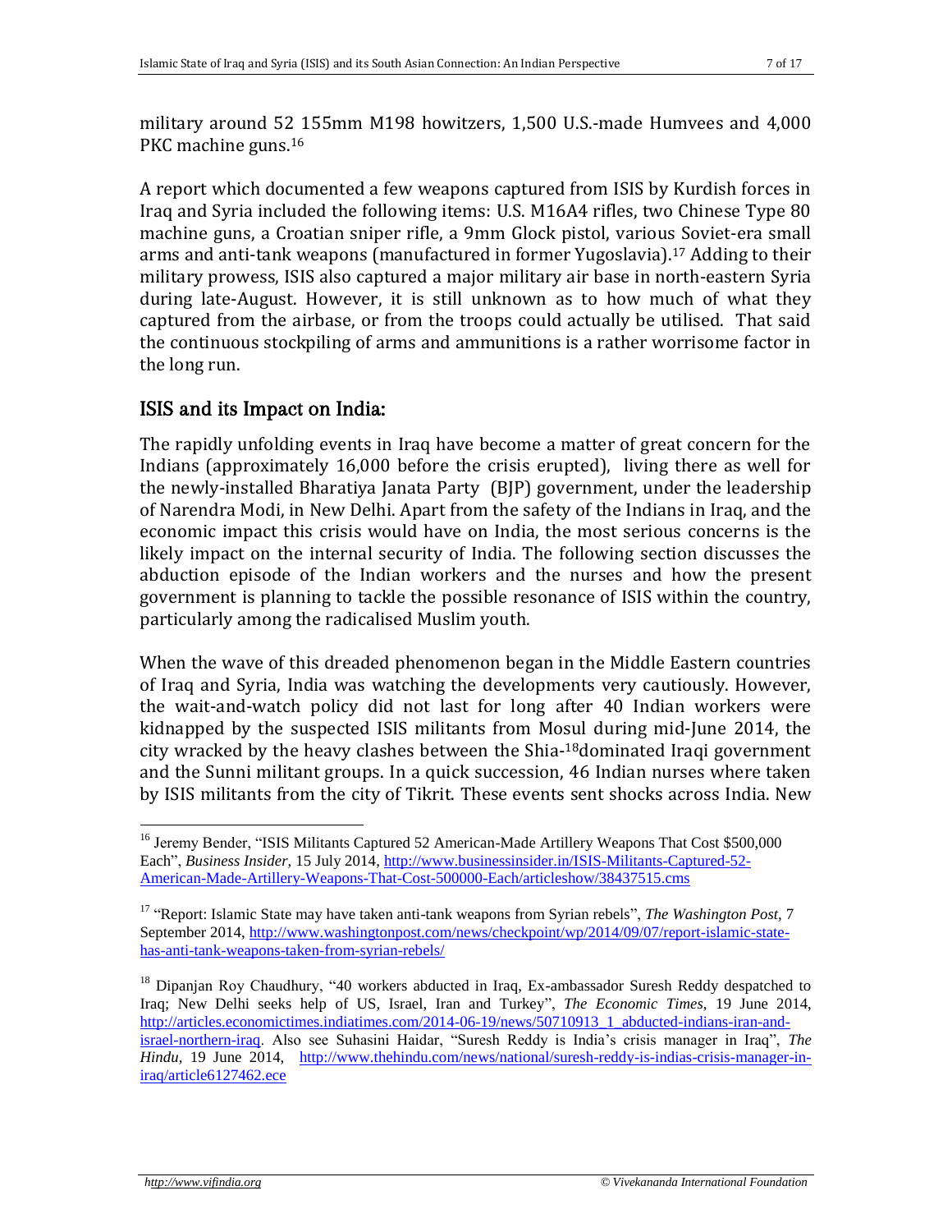military around 52 155mm M198 howitzers, 1,500 U.S.-made Humvees and 4,000 PKC machine guns.[16]

A report which documented a few weapons captured from ISIS by Kurdish forces in Iraq and Syria included the following items: U.S. M16A4 rifles, two Chinese Type 80 machine guns, a Croatian sniper rifle, a 9mm Glock pistol, various Soviet-era small arms and anti-tank weapons (manufactured in former Yugoslavia).[17] Adding to their military prowess, ISIS also captured a major military air base in north-eastern Syria during late-August. However, it is still unknown as to how much of what they captured from the airbase, or from the troops could actually be utilised. That said the continuous stockpiling of arms and ammunitions is a rather worrisome factor in the long run.

## ISIS and its Impact on India:

The rapidly unfolding events in Iraq have become a matter of great concern for the Indians (approximately 16,000 before the crisis erupted), living there as well for the newly-installed Bharatiya Janata Party (BJP) government, under the leadership of Narendra Modi, in New Delhi. Apart from the safety of the Indians in Iraq, and the economic impact this crisis would have on India, the most serious concerns is the likely impact on the internal security of India. The following section discusses the abduction episode of the Indian workers and the nurses and how the present government is planning to tackle the possible resonance of ISIS within the country, particularly among the radicalised Muslim youth.

When the wave of this dreaded phenomenon began in the Middle Eastern countries of Iraq and Syria, India was watching the developments very cautiously. However, the wait-and-watch policy did not last for long after 40 Indian workers were kidnapped by the suspected ISIS militants from Mosul during mid-June 2014, the city wracked by the heavy clashes between the Shia-[18]dominated Iraqi government and the Sunni militant groups. In a quick succession, 46 Indian nurses where taken by ISIS militants from the city of Tikrit. These events sent shocks across India. New

---

[16] Jeremy Bender, "ISIS Militants Captured 52 American-Made Artillery Weapons That Cost $500,000 Each", *Business Insider*, 15 July 2014, http://www.businessinsider.in/ISIS-Militants-Captured-52-American-Made-Artillery-Weapons-That-Cost-500000-Each/articleshow/38437515.cms

[17] "Report: Islamic State may have taken anti-tank weapons from Syrian rebels", *The Washington Post*, 7 September 2014, http://www.washingtonpost.com/news/checkpoint/wp/2014/09/07/report-islamic-state-has-anti-tank-weapons-taken-from-syrian-rebels/

[18] Dipanjan Roy Chaudhury, "40 workers abducted in Iraq, Ex-ambassador Suresh Reddy despatched to Iraq; New Delhi seeks help of US, Israel, Iran and Turkey", *The Economic Times*, 19 June 2014, http://articles.economictimes.indiatimes.com/2014-06-19/news/50710913_1_abducted-indians-iran-and-israel-northern-iraq. Also see Suhasini Haidar, "Suresh Reddy is India's crisis manager in Iraq", *The Hindu*, 19 June 2014, http://www.thehindu.com/news/national/suresh-reddy-is-indias-crisis-manager-in-iraq/article6127462.ece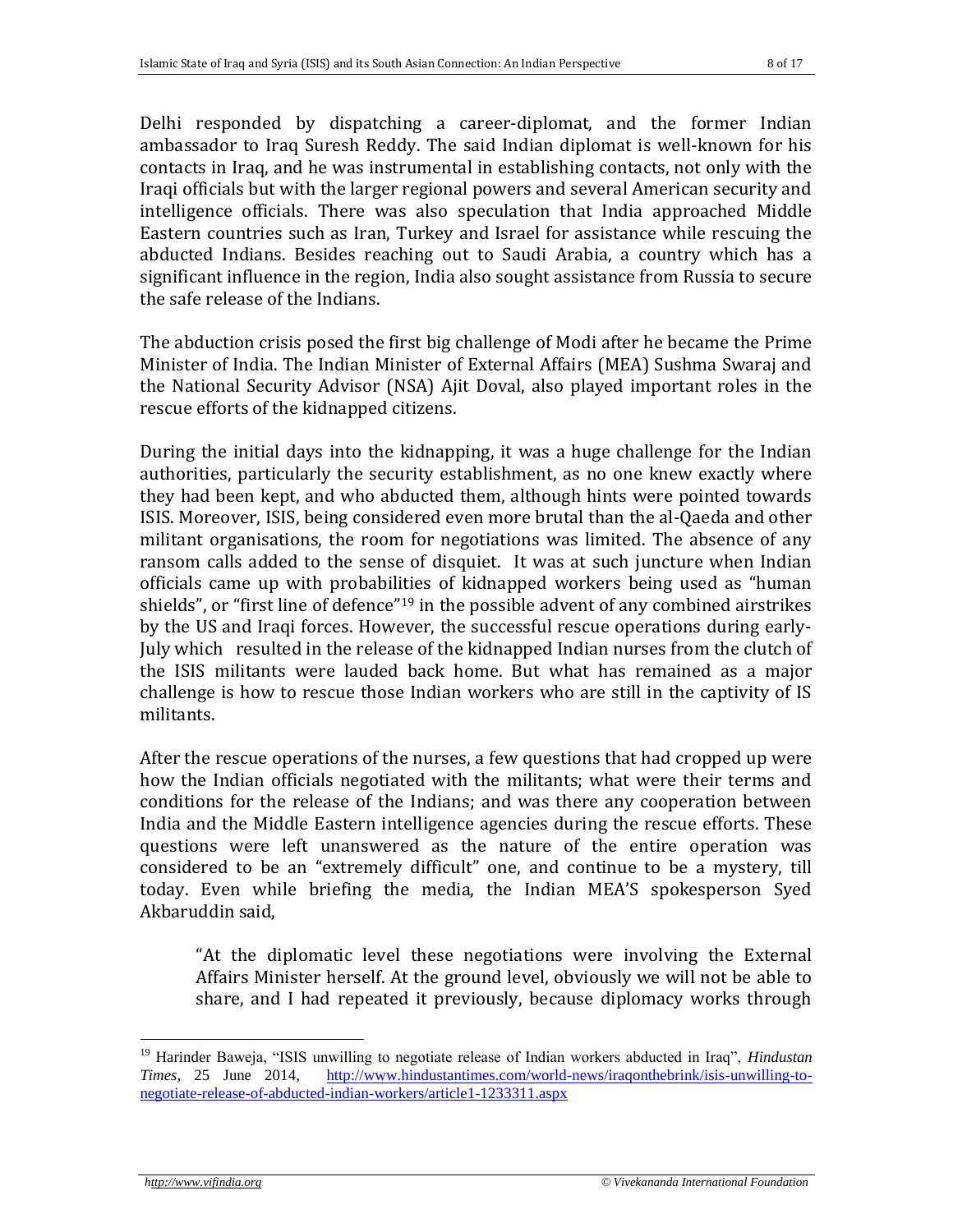Delhi responded by dispatching a career-diplomat, and the former Indian ambassador to Iraq Suresh Reddy. The said Indian diplomat is well-known for his contacts in Iraq, and he was instrumental in establishing contacts, not only with the Iraqi officials but with the larger regional powers and several American security and intelligence officials. There was also speculation that India approached Middle Eastern countries such as Iran, Turkey and Israel for assistance while rescuing the abducted Indians. Besides reaching out to Saudi Arabia, a country which has a significant influence in the region, India also sought assistance from Russia to secure the safe release of the Indians.

The abduction crisis posed the first big challenge of Modi after he became the Prime Minister of India. The Indian Minister of External Affairs (MEA) Sushma Swaraj and the National Security Advisor (NSA) Ajit Doval, also played important roles in the rescue efforts of the kidnapped citizens.

During the initial days into the kidnapping, it was a huge challenge for the Indian authorities, particularly the security establishment, as no one knew exactly where they had been kept, and who abducted them, although hints were pointed towards ISIS. Moreover, ISIS, being considered even more brutal than the al-Qaeda and other militant organisations, the room for negotiations was limited. The absence of any ransom calls added to the sense of disquiet. It was at such juncture when Indian officials came up with probabilities of kidnapped workers being used as "human shields", or "first line of defence"[19] in the possible advent of any combined airstrikes by the US and Iraqi forces. However, the successful rescue operations during early-July which resulted in the release of the kidnapped Indian nurses from the clutch of the ISIS militants were lauded back home. But what has remained as a major challenge is how to rescue those Indian workers who are still in the captivity of IS militants.

After the rescue operations of the nurses, a few questions that had cropped up were how the Indian officials negotiated with the militants; what were their terms and conditions for the release of the Indians; and was there any cooperation between India and the Middle Eastern intelligence agencies during the rescue efforts. These questions were left unanswered as the nature of the entire operation was considered to be an "extremely difficult" one, and continue to be a mystery, till today. Even while briefing the media, the Indian MEA'S spokesperson Syed Akbaruddin said,

> "At the diplomatic level these negotiations were involving the External Affairs Minister herself. At the ground level, obviously we will not be able to share, and I had repeated it previously, because diplomacy works through

---

[19] Harinder Baweja, "ISIS unwilling to negotiate release of Indian workers abducted in Iraq", *Hindustan Times*, 25 June 2014, http://www.hindustantimes.com/world-news/iraqonthebrink/isis-unwilling-to-negotiate-release-of-abducted-indian-workers/article1-1233311.aspx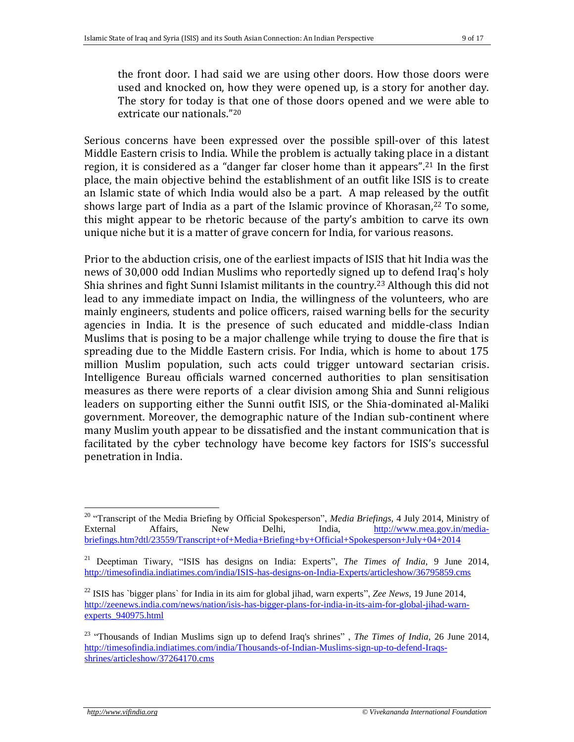> the front door. I had said we are using other doors. How those doors were used and knocked on, how they were opened up, is a story for another day. The story for today is that one of those doors opened and we were able to extricate our nationals."[20]

Serious concerns have been expressed over the possible spill-over of this latest Middle Eastern crisis to India. While the problem is actually taking place in a distant region, it is considered as a "danger far closer home than it appears".[21] In the first place, the main objective behind the establishment of an outfit like ISIS is to create an Islamic state of which India would also be a part. A map released by the outfit shows large part of India as a part of the Islamic province of Khorasan,[22] To some, this might appear to be rhetoric because of the party's ambition to carve its own unique niche but it is a matter of grave concern for India, for various reasons.

Prior to the abduction crisis, one of the earliest impacts of ISIS that hit India was the news of 30,000 odd Indian Muslims who reportedly signed up to defend Iraq's holy Shia shrines and fight Sunni Islamist militants in the country.[23] Although this did not lead to any immediate impact on India, the willingness of the volunteers, who are mainly engineers, students and police officers, raised warning bells for the security agencies in India. It is the presence of such educated and middle-class Indian Muslims that is posing to be a major challenge while trying to douse the fire that is spreading due to the Middle Eastern crisis. For India, which is home to about 175 million Muslim population, such acts could trigger untoward sectarian crisis. Intelligence Bureau officials warned concerned authorities to plan sensitisation measures as there were reports of a clear division among Shia and Sunni religious leaders on supporting either the Sunni outfit ISIS, or the Shia-dominated al-Maliki government. Moreover, the demographic nature of the Indian sub-continent where many Muslim youth appear to be dissatisfied and the instant communication that is facilitated by the cyber technology have become key factors for ISIS's successful penetration in India.

---

[20] "Transcript of the Media Briefing by Official Spokesperson", *Media Briefings*, 4 July 2014, Ministry of External Affairs, New Delhi, India, http://www.mea.gov.in/media-briefings.htm?dtl/23559/Transcript+of+Media+Briefing+by+Official+Spokesperson+July+04+2014

[21] Deeptiman Tiwary, "ISIS has designs on India: Experts", *The Times of India*, 9 June 2014, http://timesofindia.indiatimes.com/india/ISIS-has-designs-on-India-Experts/articleshow/36795859.cms

[22] ISIS has `bigger plans` for India in its aim for global jihad, warn experts", *Zee News*, 19 June 2014, http://zeenews.india.com/news/nation/isis-has-bigger-plans-for-india-in-its-aim-for-global-jihad-warn-experts_940975.html

[23] "Thousands of Indian Muslims sign up to defend Iraq's shrines" , *The Times of India*, 26 June 2014, http://timesofindia.indiatimes.com/india/Thousands-of-Indian-Muslims-sign-up-to-defend-Iraqs-shrines/articleshow/37264170.cms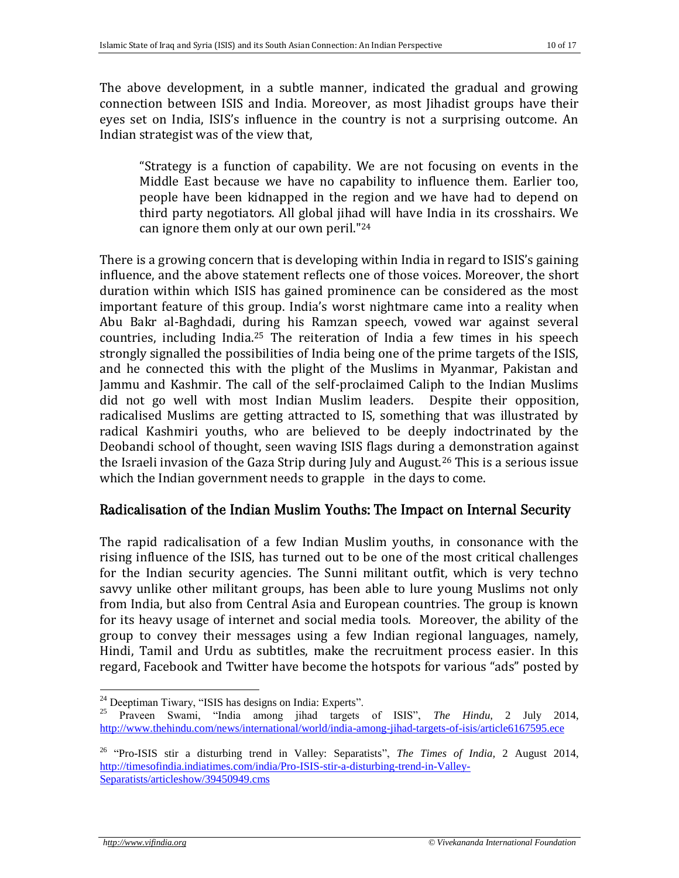The above development, in a subtle manner, indicated the gradual and growing connection between ISIS and India. Moreover, as most Jihadist groups have their eyes set on India, ISIS's influence in the country is not a surprising outcome. An Indian strategist was of the view that,

> "Strategy is a function of capability. We are not focusing on events in the Middle East because we have no capability to influence them. Earlier too, people have been kidnapped in the region and we have had to depend on third party negotiators. All global jihad will have India in its crosshairs. We can ignore them only at our own peril."[24]

There is a growing concern that is developing within India in regard to ISIS's gaining influence, and the above statement reflects one of those voices. Moreover, the short duration within which ISIS has gained prominence can be considered as the most important feature of this group. India's worst nightmare came into a reality when Abu Bakr al-Baghdadi, during his Ramzan speech, vowed war against several countries, including India.[25] The reiteration of India a few times in his speech strongly signalled the possibilities of India being one of the prime targets of the ISIS, and he connected this with the plight of the Muslims in Myanmar, Pakistan and Jammu and Kashmir. The call of the self-proclaimed Caliph to the Indian Muslims did not go well with most Indian Muslim leaders. Despite their opposition, radicalised Muslims are getting attracted to IS, something that was illustrated by radical Kashmiri youths, who are believed to be deeply indoctrinated by the Deobandi school of thought, seen waving ISIS flags during a demonstration against the Israeli invasion of the Gaza Strip during July and August.[26] This is a serious issue which the Indian government needs to grapple in the days to come.

## Radicalisation of the Indian Muslim Youths: The Impact on Internal Security

The rapid radicalisation of a few Indian Muslim youths, in consonance with the rising influence of the ISIS, has turned out to be one of the most critical challenges for the Indian security agencies. The Sunni militant outfit, which is very techno savvy unlike other militant groups, has been able to lure young Muslims not only from India, but also from Central Asia and European countries. The group is known for its heavy usage of internet and social media tools. Moreover, the ability of the group to convey their messages using a few Indian regional languages, namely, Hindi, Tamil and Urdu as subtitles, make the recruitment process easier. In this regard, Facebook and Twitter have become the hotspots for various "ads" posted by

---

[24] Deeptiman Tiwary, "ISIS has designs on India: Experts".

[25] Praveen Swami, "India among jihad targets of ISIS", *The Hindu*, 2 July 2014, http://www.thehindu.com/news/international/world/india-among-jihad-targets-of-isis/article6167595.ece

[26] "Pro-ISIS stir a disturbing trend in Valley: Separatists", *The Times of India*, 2 August 2014, http://timesofindia.indiatimes.com/india/Pro-ISIS-stir-a-disturbing-trend-in-Valley-Separatists/articleshow/39450949.cms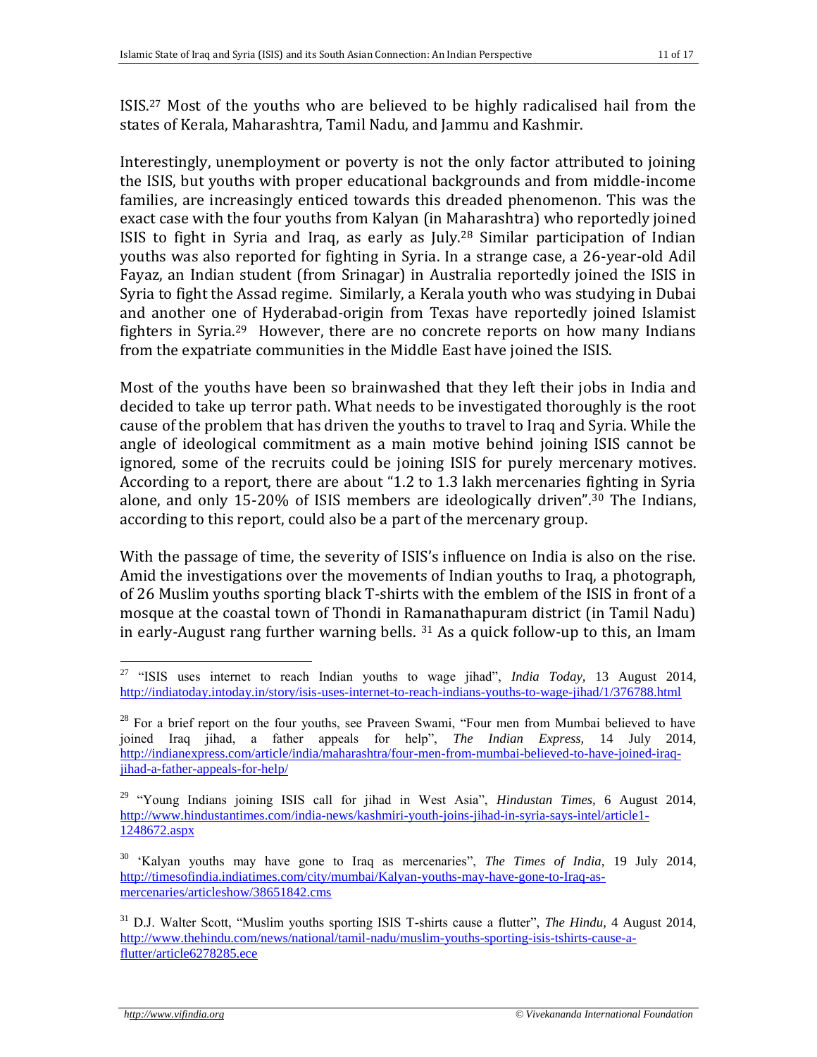ISIS.[27] Most of the youths who are believed to be highly radicalised hail from the states of Kerala, Maharashtra, Tamil Nadu, and Jammu and Kashmir.

Interestingly, unemployment or poverty is not the only factor attributed to joining the ISIS, but youths with proper educational backgrounds and from middle-income families, are increasingly enticed towards this dreaded phenomenon. This was the exact case with the four youths from Kalyan (in Maharashtra) who reportedly joined ISIS to fight in Syria and Iraq, as early as July.[28] Similar participation of Indian youths was also reported for fighting in Syria. In a strange case, a 26-year-old Adil Fayaz, an Indian student (from Srinagar) in Australia reportedly joined the ISIS in Syria to fight the Assad regime. Similarly, a Kerala youth who was studying in Dubai and another one of Hyderabad-origin from Texas have reportedly joined Islamist fighters in Syria.[29] However, there are no concrete reports on how many Indians from the expatriate communities in the Middle East have joined the ISIS.

Most of the youths have been so brainwashed that they left their jobs in India and decided to take up terror path. What needs to be investigated thoroughly is the root cause of the problem that has driven the youths to travel to Iraq and Syria. While the angle of ideological commitment as a main motive behind joining ISIS cannot be ignored, some of the recruits could be joining ISIS for purely mercenary motives. According to a report, there are about "1.2 to 1.3 lakh mercenaries fighting in Syria alone, and only 15-20% of ISIS members are ideologically driven".[30] The Indians, according to this report, could also be a part of the mercenary group.

With the passage of time, the severity of ISIS's influence on India is also on the rise. Amid the investigations over the movements of Indian youths to Iraq, a photograph, of 26 Muslim youths sporting black T-shirts with the emblem of the ISIS in front of a mosque at the coastal town of Thondi in Ramanathapuram district (in Tamil Nadu) in early-August rang further warning bells. [31] As a quick follow-up to this, an Imam

---

[27] "ISIS uses internet to reach Indian youths to wage jihad", *India Today*, 13 August 2014, http://indiatoday.intoday.in/story/isis-uses-internet-to-reach-indians-youths-to-wage-jihad/1/376788.html

[28] For a brief report on the four youths, see Praveen Swami, "Four men from Mumbai believed to have joined Iraq jihad, a father appeals for help", *The Indian Express*, 14 July 2014, http://indianexpress.com/article/india/maharashtra/four-men-from-mumbai-believed-to-have-joined-iraq-jihad-a-father-appeals-for-help/

[29] "Young Indians joining ISIS call for jihad in West Asia", *Hindustan Times*, 6 August 2014, http://www.hindustantimes.com/india-news/kashmiri-youth-joins-jihad-in-syria-says-intel/article1-1248672.aspx

[30] 'Kalyan youths may have gone to Iraq as mercenaries", *The Times of India*, 19 July 2014, http://timesofindia.indiatimes.com/city/mumbai/Kalyan-youths-may-have-gone-to-Iraq-as-mercenaries/articleshow/38651842.cms

[31] D.J. Walter Scott, "Muslim youths sporting ISIS T-shirts cause a flutter", *The Hindu*, 4 August 2014, http://www.thehindu.com/news/national/tamil-nadu/muslim-youths-sporting-isis-tshirts-cause-a-flutter/article6278285.ece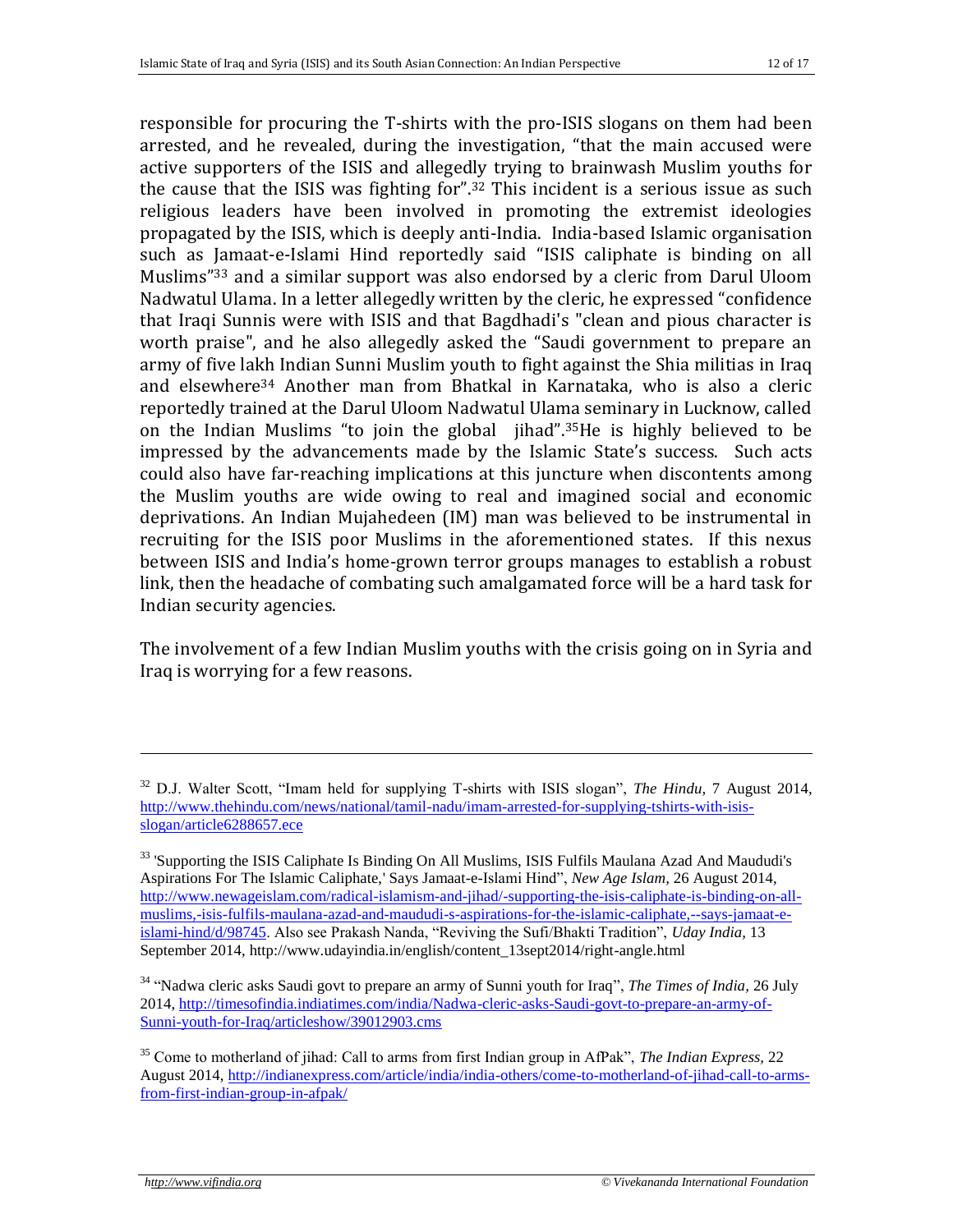responsible for procuring the T-shirts with the pro-ISIS slogans on them had been arrested, and he revealed, during the investigation, "that the main accused were active supporters of the ISIS and allegedly trying to brainwash Muslim youths for the cause that the ISIS was fighting for".[32] This incident is a serious issue as such religious leaders have been involved in promoting the extremist ideologies propagated by the ISIS, which is deeply anti-India. India-based Islamic organisation such as Jamaat-e-Islami Hind reportedly said "ISIS caliphate is binding on all Muslims"[33] and a similar support was also endorsed by a cleric from Darul Uloom Nadwatul Ulama. In a letter allegedly written by the cleric, he expressed "confidence that Iraqi Sunnis were with ISIS and that Bagdhadi's "clean and pious character is worth praise", and he also allegedly asked the "Saudi government to prepare an army of five lakh Indian Sunni Muslim youth to fight against the Shia militias in Iraq and elsewhere[34] Another man from Bhatkal in Karnataka, who is also a cleric reportedly trained at the Darul Uloom Nadwatul Ulama seminary in Lucknow, called on the Indian Muslims "to join the global jihad".[35]He is highly believed to be impressed by the advancements made by the Islamic State's success. Such acts could also have far-reaching implications at this juncture when discontents among the Muslim youths are wide owing to real and imagined social and economic deprivations. An Indian Mujahedeen (IM) man was believed to be instrumental in recruiting for the ISIS poor Muslims in the aforementioned states. If this nexus between ISIS and India's home-grown terror groups manages to establish a robust link, then the headache of combating such amalgamated force will be a hard task for Indian security agencies.

The involvement of a few Indian Muslim youths with the crisis going on in Syria and Iraq is worrying for a few reasons.

---

[32] D.J. Walter Scott, "Imam held for supplying T-shirts with ISIS slogan", *The Hindu*, 7 August 2014, http://www.thehindu.com/news/national/tamil-nadu/imam-arrested-for-supplying-tshirts-with-isis-slogan/article6288657.ece

[33] 'Supporting the ISIS Caliphate Is Binding On All Muslims, ISIS Fulfils Maulana Azad And Maududi's Aspirations For The Islamic Caliphate,' Says Jamaat-e-Islami Hind", *New Age Islam*, 26 August 2014, http://www.newageislam.com/radical-islamism-and-jihad/-supporting-the-isis-caliphate-is-binding-on-all-muslims,-isis-fulfils-maulana-azad-and-maududi-s-aspirations-for-the-islamic-caliphate,--says-jamaat-e-islami-hind/d/98745. Also see Prakash Nanda, "Reviving the Sufi/Bhakti Tradition", *Uday India*, 13 September 2014, http://www.udayindia.in/english/content_13sept2014/right-angle.html

[34] "Nadwa cleric asks Saudi govt to prepare an army of Sunni youth for Iraq", *The Times of India*, 26 July 2014, http://timesofindia.indiatimes.com/india/Nadwa-cleric-asks-Saudi-govt-to-prepare-an-army-of-Sunni-youth-for-Iraq/articleshow/39012903.cms

[35] Come to motherland of jihad: Call to arms from first Indian group in AfPak", *The Indian Express*, 22 August 2014, http://indianexpress.com/article/india/india-others/come-to-motherland-of-jihad-call-to-arms-from-first-indian-group-in-afpak/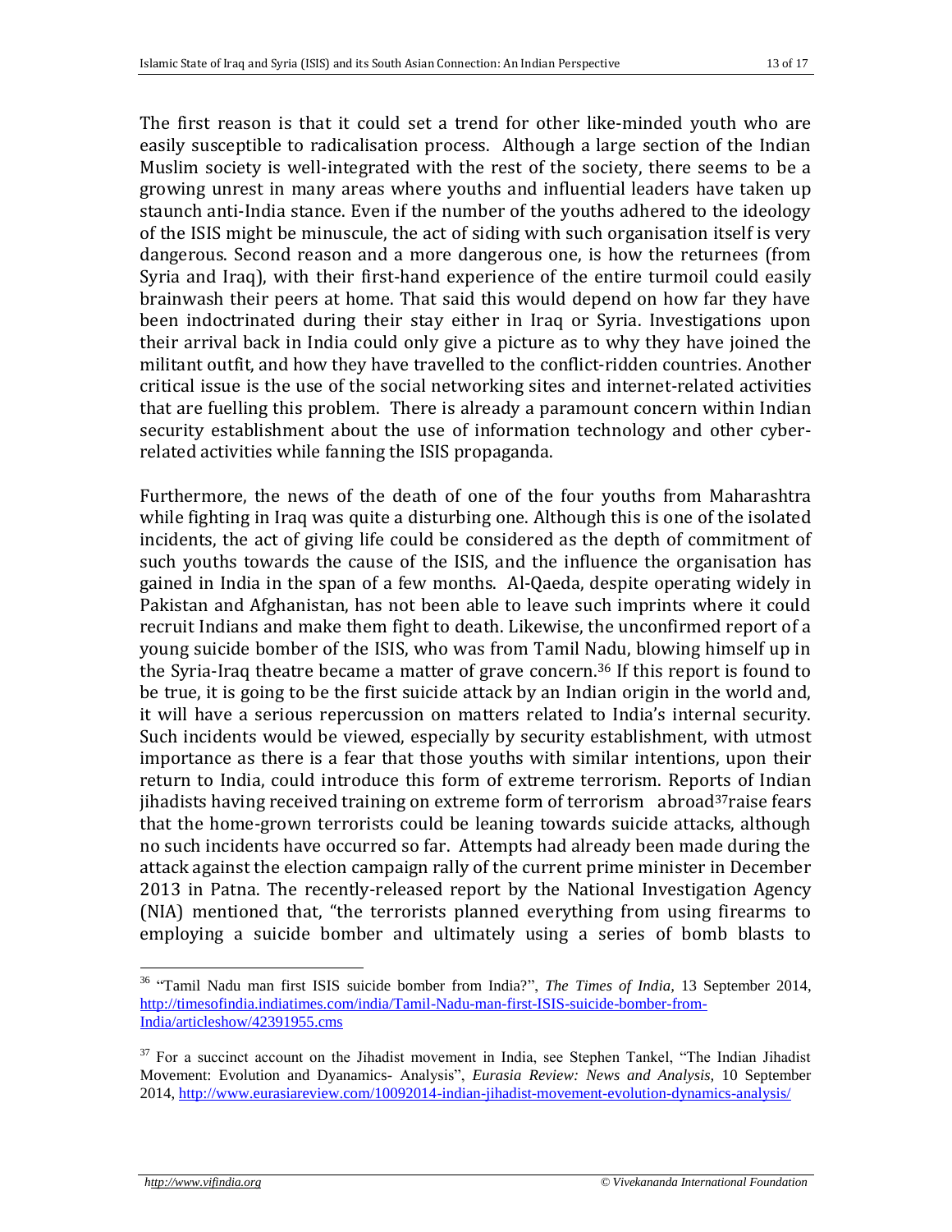The first reason is that it could set a trend for other like-minded youth who are easily susceptible to radicalisation process. Although a large section of the Indian Muslim society is well-integrated with the rest of the society, there seems to be a growing unrest in many areas where youths and influential leaders have taken up staunch anti-India stance. Even if the number of the youths adhered to the ideology of the ISIS might be minuscule, the act of siding with such organisation itself is very dangerous. Second reason and a more dangerous one, is how the returnees (from Syria and Iraq), with their first-hand experience of the entire turmoil could easily brainwash their peers at home. That said this would depend on how far they have been indoctrinated during their stay either in Iraq or Syria. Investigations upon their arrival back in India could only give a picture as to why they have joined the militant outfit, and how they have travelled to the conflict-ridden countries. Another critical issue is the use of the social networking sites and internet-related activities that are fuelling this problem. There is already a paramount concern within Indian security establishment about the use of information technology and other cyber-related activities while fanning the ISIS propaganda.

Furthermore, the news of the death of one of the four youths from Maharashtra while fighting in Iraq was quite a disturbing one. Although this is one of the isolated incidents, the act of giving life could be considered as the depth of commitment of such youths towards the cause of the ISIS, and the influence the organisation has gained in India in the span of a few months. Al-Qaeda, despite operating widely in Pakistan and Afghanistan, has not been able to leave such imprints where it could recruit Indians and make them fight to death. Likewise, the unconfirmed report of a young suicide bomber of the ISIS, who was from Tamil Nadu, blowing himself up in the Syria-Iraq theatre became a matter of grave concern.[36] If this report is found to be true, it is going to be the first suicide attack by an Indian origin in the world and, it will have a serious repercussion on matters related to India's internal security. Such incidents would be viewed, especially by security establishment, with utmost importance as there is a fear that those youths with similar intentions, upon their return to India, could introduce this form of extreme terrorism. Reports of Indian jihadists having received training on extreme form of terrorism abroad[37]raise fears that the home-grown terrorists could be leaning towards suicide attacks, although no such incidents have occurred so far. Attempts had already been made during the attack against the election campaign rally of the current prime minister in December 2013 in Patna. The recently-released report by the National Investigation Agency (NIA) mentioned that, "the terrorists planned everything from using firearms to employing a suicide bomber and ultimately using a series of bomb blasts to

---

[36] "Tamil Nadu man first ISIS suicide bomber from India?", *The Times of India*, 13 September 2014, http://timesofindia.indiatimes.com/india/Tamil-Nadu-man-first-ISIS-suicide-bomber-from-India/articleshow/42391955.cms

[37] For a succinct account on the Jihadist movement in India, see Stephen Tankel, "The Indian Jihadist Movement: Evolution and Dyanamics- Analysis", *Eurasia Review: News and Analysis*, 10 September 2014, http://www.eurasiareview.com/10092014-indian-jihadist-movement-evolution-dynamics-analysis/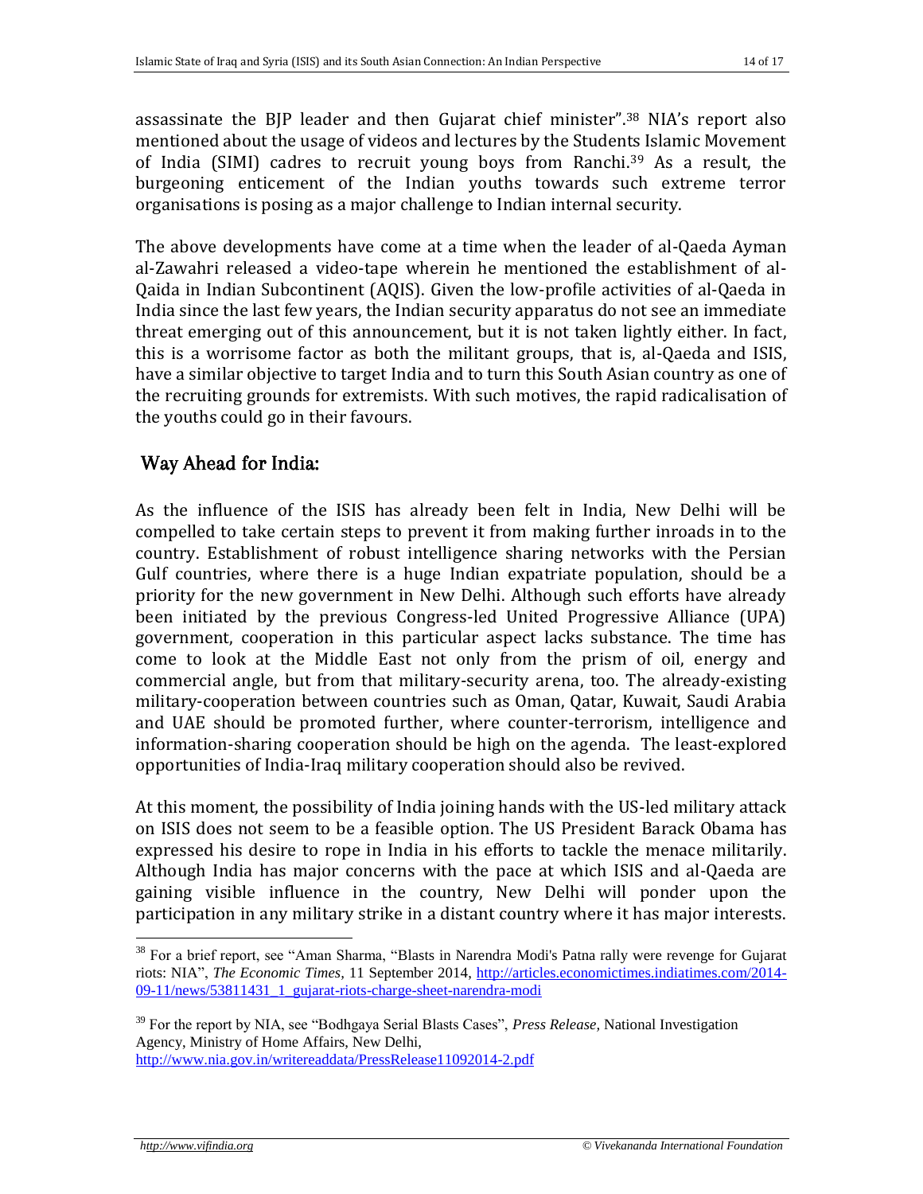assassinate the BJP leader and then Gujarat chief minister".[38] NIA's report also mentioned about the usage of videos and lectures by the Students Islamic Movement of India (SIMI) cadres to recruit young boys from Ranchi.[39] As a result, the burgeoning enticement of the Indian youths towards such extreme terror organisations is posing as a major challenge to Indian internal security.

The above developments have come at a time when the leader of al-Qaeda Ayman al-Zawahri released a video-tape wherein he mentioned the establishment of al-Qaida in Indian Subcontinent (AQIS). Given the low-profile activities of al-Qaeda in India since the last few years, the Indian security apparatus do not see an immediate threat emerging out of this announcement, but it is not taken lightly either. In fact, this is a worrisome factor as both the militant groups, that is, al-Qaeda and ISIS, have a similar objective to target India and to turn this South Asian country as one of the recruiting grounds for extremists. With such motives, the rapid radicalisation of the youths could go in their favours.

## Way Ahead for India:

As the influence of the ISIS has already been felt in India, New Delhi will be compelled to take certain steps to prevent it from making further inroads in to the country. Establishment of robust intelligence sharing networks with the Persian Gulf countries, where there is a huge Indian expatriate population, should be a priority for the new government in New Delhi. Although such efforts have already been initiated by the previous Congress-led United Progressive Alliance (UPA) government, cooperation in this particular aspect lacks substance. The time has come to look at the Middle East not only from the prism of oil, energy and commercial angle, but from that military-security arena, too. The already-existing military-cooperation between countries such as Oman, Qatar, Kuwait, Saudi Arabia and UAE should be promoted further, where counter-terrorism, intelligence and information-sharing cooperation should be high on the agenda. The least-explored opportunities of India-Iraq military cooperation should also be revived.

At this moment, the possibility of India joining hands with the US-led military attack on ISIS does not seem to be a feasible option. The US President Barack Obama has expressed his desire to rope in India in his efforts to tackle the menace militarily. Although India has major concerns with the pace at which ISIS and al-Qaeda are gaining visible influence in the country, New Delhi will ponder upon the participation in any military strike in a distant country where it has major interests.

---

[38] For a brief report, see "Aman Sharma, "Blasts in Narendra Modi's Patna rally were revenge for Gujarat riots: NIA", *The Economic Times*, 11 September 2014, http://articles.economictimes.indiatimes.com/2014-09-11/news/53811431_1_gujarat-riots-charge-sheet-narendra-modi

[39] For the report by NIA, see "Bodhgaya Serial Blasts Cases", *Press Release*, National Investigation Agency, Ministry of Home Affairs, New Delhi, http://www.nia.gov.in/writereaddata/PressRelease11092014-2.pdf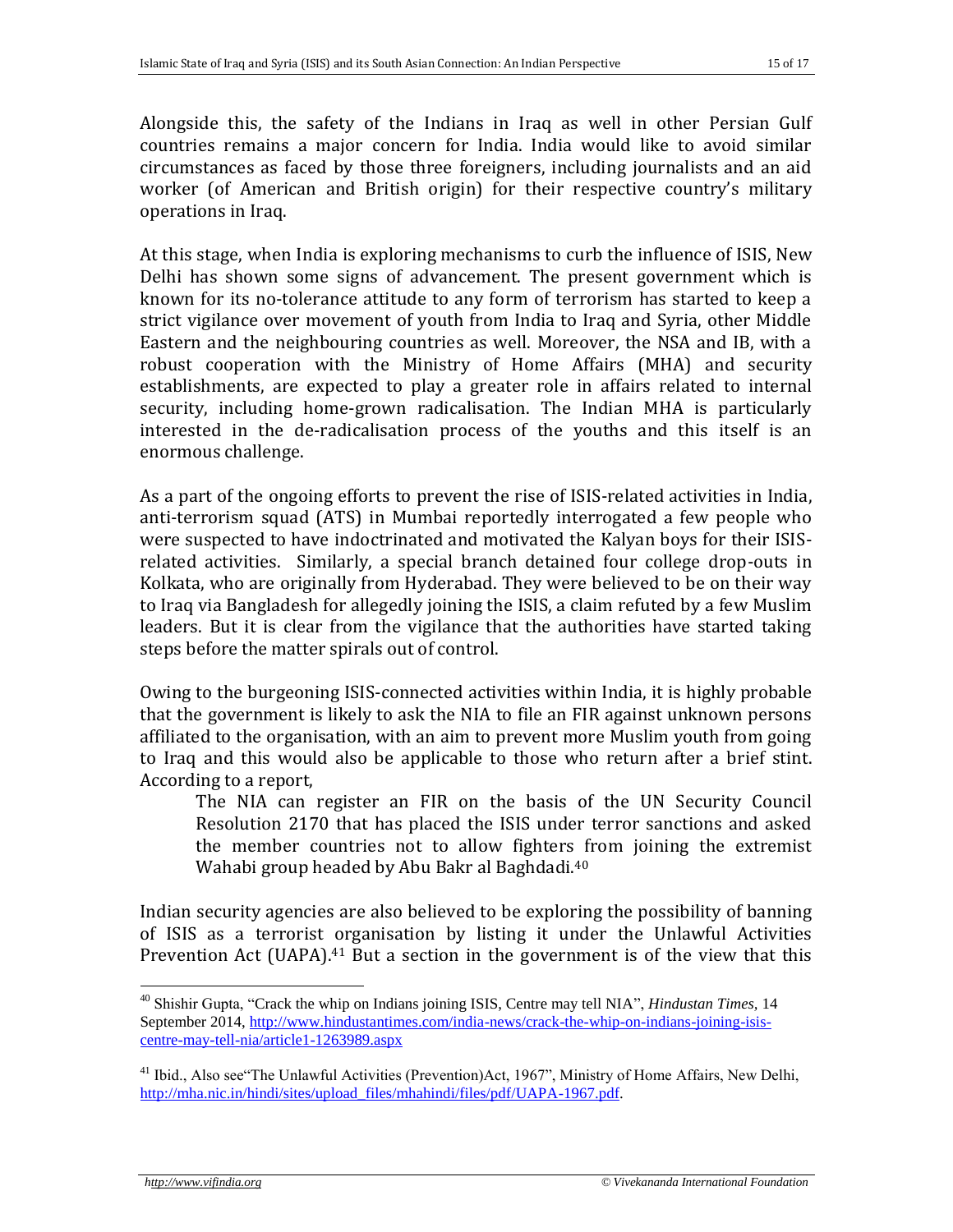Alongside this, the safety of the Indians in Iraq as well in other Persian Gulf countries remains a major concern for India. India would like to avoid similar circumstances as faced by those three foreigners, including journalists and an aid worker (of American and British origin) for their respective country's military operations in Iraq.

At this stage, when India is exploring mechanisms to curb the influence of ISIS, New Delhi has shown some signs of advancement. The present government which is known for its no-tolerance attitude to any form of terrorism has started to keep a strict vigilance over movement of youth from India to Iraq and Syria, other Middle Eastern and the neighbouring countries as well. Moreover, the NSA and IB, with a robust cooperation with the Ministry of Home Affairs (MHA) and security establishments, are expected to play a greater role in affairs related to internal security, including home-grown radicalisation. The Indian MHA is particularly interested in the de-radicalisation process of the youths and this itself is an enormous challenge.

As a part of the ongoing efforts to prevent the rise of ISIS-related activities in India, anti-terrorism squad (ATS) in Mumbai reportedly interrogated a few people who were suspected to have indoctrinated and motivated the Kalyan boys for their ISIS-related activities. Similarly, a special branch detained four college drop-outs in Kolkata, who are originally from Hyderabad. They were believed to be on their way to Iraq via Bangladesh for allegedly joining the ISIS, a claim refuted by a few Muslim leaders. But it is clear from the vigilance that the authorities have started taking steps before the matter spirals out of control.

Owing to the burgeoning ISIS-connected activities within India, it is highly probable that the government is likely to ask the NIA to file an FIR against unknown persons affiliated to the organisation, with an aim to prevent more Muslim youth from going to Iraq and this would also be applicable to those who return after a brief stint. According to a report,

> The NIA can register an FIR on the basis of the UN Security Council Resolution 2170 that has placed the ISIS under terror sanctions and asked the member countries not to allow fighters from joining the extremist Wahabi group headed by Abu Bakr al Baghdadi.[40]

Indian security agencies are also believed to be exploring the possibility of banning of ISIS as a terrorist organisation by listing it under the Unlawful Activities Prevention Act (UAPA).[41] But a section in the government is of the view that this

---

[40] Shishir Gupta, "Crack the whip on Indians joining ISIS, Centre may tell NIA", *Hindustan Times*, 14 September 2014, http://www.hindustantimes.com/india-news/crack-the-whip-on-indians-joining-isis-centre-may-tell-nia/article1-1263989.aspx

[41] Ibid., Also see"The Unlawful Activities (Prevention)Act, 1967", Ministry of Home Affairs, New Delhi, http://mha.nic.in/hindi/sites/upload_files/mhahindi/files/pdf/UAPA-1967.pdf.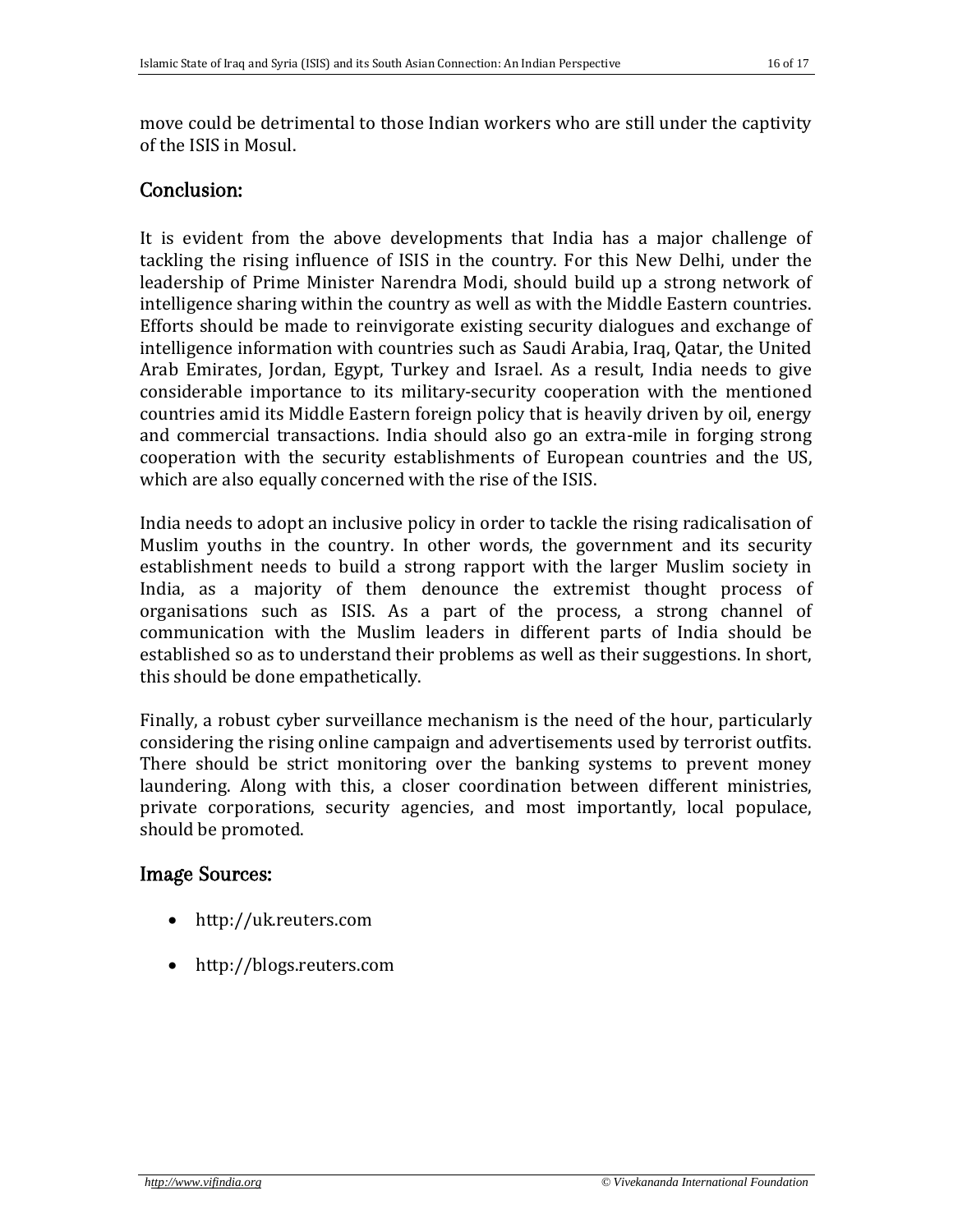move could be detrimental to those Indian workers who are still under the captivity of the ISIS in Mosul.

## Conclusion:

It is evident from the above developments that India has a major challenge of tackling the rising influence of ISIS in the country. For this New Delhi, under the leadership of Prime Minister Narendra Modi, should build up a strong network of intelligence sharing within the country as well as with the Middle Eastern countries. Efforts should be made to reinvigorate existing security dialogues and exchange of intelligence information with countries such as Saudi Arabia, Iraq, Qatar, the United Arab Emirates, Jordan, Egypt, Turkey and Israel. As a result, India needs to give considerable importance to its military-security cooperation with the mentioned countries amid its Middle Eastern foreign policy that is heavily driven by oil, energy and commercial transactions. India should also go an extra-mile in forging strong cooperation with the security establishments of European countries and the US, which are also equally concerned with the rise of the ISIS.

India needs to adopt an inclusive policy in order to tackle the rising radicalisation of Muslim youths in the country. In other words, the government and its security establishment needs to build a strong rapport with the larger Muslim society in India, as a majority of them denounce the extremist thought process of organisations such as ISIS. As a part of the process, a strong channel of communication with the Muslim leaders in different parts of India should be established so as to understand their problems as well as their suggestions. In short, this should be done empathetically.

Finally, a robust cyber surveillance mechanism is the need of the hour, particularly considering the rising online campaign and advertisements used by terrorist outfits. There should be strict monitoring over the banking systems to prevent money laundering. Along with this, a closer coordination between different ministries, private corporations, security agencies, and most importantly, local populace, should be promoted.

## Image Sources:

- http://uk.reuters.com
- http://blogs.reuters.com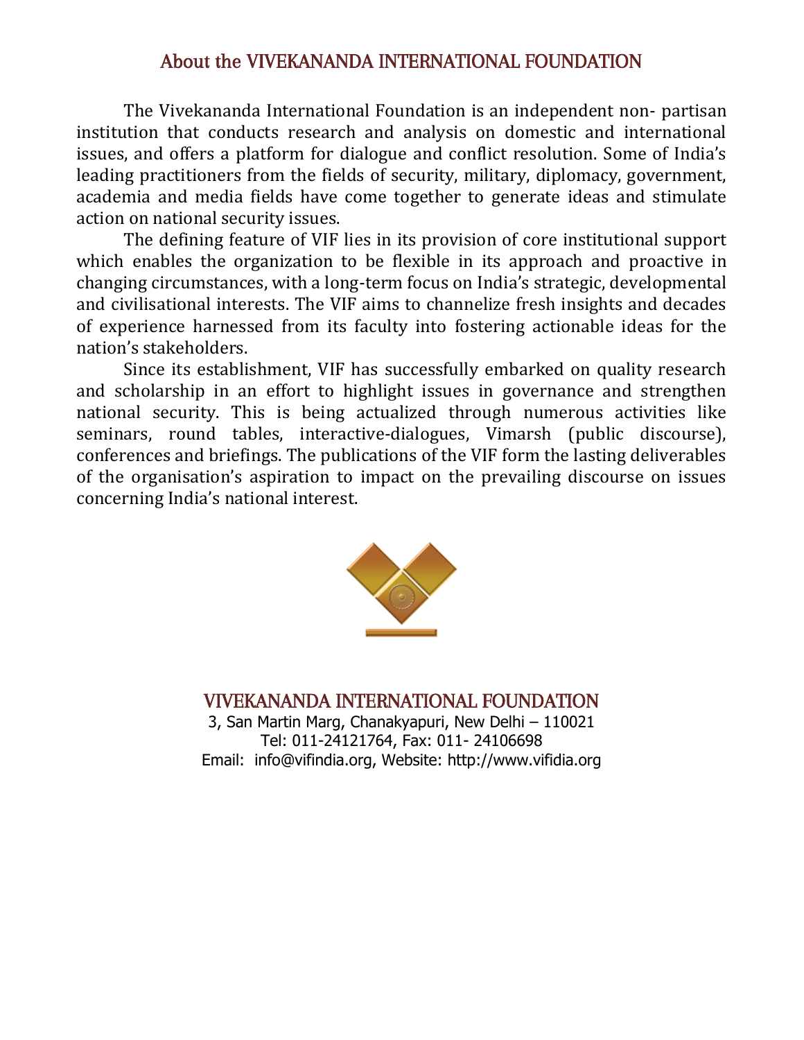## About the VIVEKANANDA INTERNATIONAL FOUNDATION

The Vivekananda International Foundation is an independent non- partisan institution that conducts research and analysis on domestic and international issues, and offers a platform for dialogue and conflict resolution. Some of India's leading practitioners from the fields of security, military, diplomacy, government, academia and media fields have come together to generate ideas and stimulate action on national security issues.

The defining feature of VIF lies in its provision of core institutional support which enables the organization to be flexible in its approach and proactive in changing circumstances, with a long-term focus on India's strategic, developmental and civilisational interests. The VIF aims to channelize fresh insights and decades of experience harnessed from its faculty into fostering actionable ideas for the nation's stakeholders.

Since its establishment, VIF has successfully embarked on quality research and scholarship in an effort to highlight issues in governance and strengthen national security. This is being actualized through numerous activities like seminars, round tables, interactive-dialogues, Vimarsh (public discourse), conferences and briefings. The publications of the VIF form the lasting deliverables of the organisation's aspiration to impact on the prevailing discourse on issues concerning India's national interest.

**VIVEKANANDA INTERNATIONAL FOUNDATION**

3, San Martin Marg, Chanakyapuri, New Delhi – 110021
Tel: 011-24121764, Fax: 011- 24106698
Email: info@vifindia.org, Website: http://www.vifidia.org